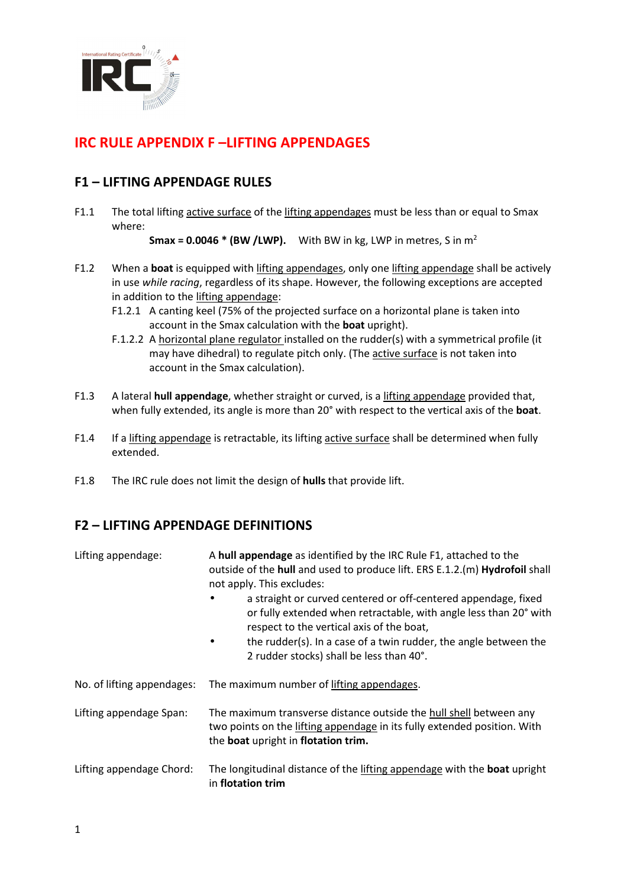# IRC RULE APPENDIX F –LIFTING APPENDAGES

## F1 – LIFTING APPENDAGE RULES

F1.1 The total lifting active surface of the lifting appendages must be less than or equal to Smax where:

**Smax = 0.0046 * (BW /LWP).** With BW in kg, LWP in metres, S in $m^2$

F1.2 When a **boat** is equipped with lifting appendages, only one lifting appendage shall be actively in use *while racing*, regardless of its shape. However, the following exceptions are accepted in addition to the lifting appendage:

- F1.2.1 A canting keel (75% of the projected surface on a horizontal plane is taken into account in the Smax calculation with the **boat** upright).
- F.1.2.2 A horizontal plane regulator installed on the rudder(s) with a symmetrical profile (it may have dihedral) to regulate pitch only. (The active surface is not taken into account in the Smax calculation).

F1.3 A lateral **hull appendage**, whether straight or curved, is a lifting appendage provided that, when fully extended, its angle is more than 20° with respect to the vertical axis of the **boat**.

F1.4 If a lifting appendage is retractable, its lifting active surface shall be determined when fully extended.

F1.8 The IRC rule does not limit the design of **hulls** that provide lift.

## F2 – LIFTING APPENDAGE DEFINITIONS

**Lifting appendage:** A **hull appendage** as identified by the IRC Rule F1, attached to the outside of the **hull** and used to produce lift. ERS E.1.2.(m) **Hydrofoil** shall not apply. This excludes:

- a straight or curved centered or off-centered appendage, fixed or fully extended when retractable, with angle less than 20° with respect to the vertical axis of the boat,
- the rudder(s). In a case of a twin rudder, the angle between the 2 rudder stocks) shall be less than 40°.

**No. of lifting appendages:** The maximum number of lifting appendages.

**Lifting appendage Span:** The maximum transverse distance outside the hull shell between any two points on the lifting appendage in its fully extended position. With the **boat** upright in **flotation trim.**

**Lifting appendage Chord:** The longitudinal distance of the lifting appendage with the **boat** upright in **flotation trim**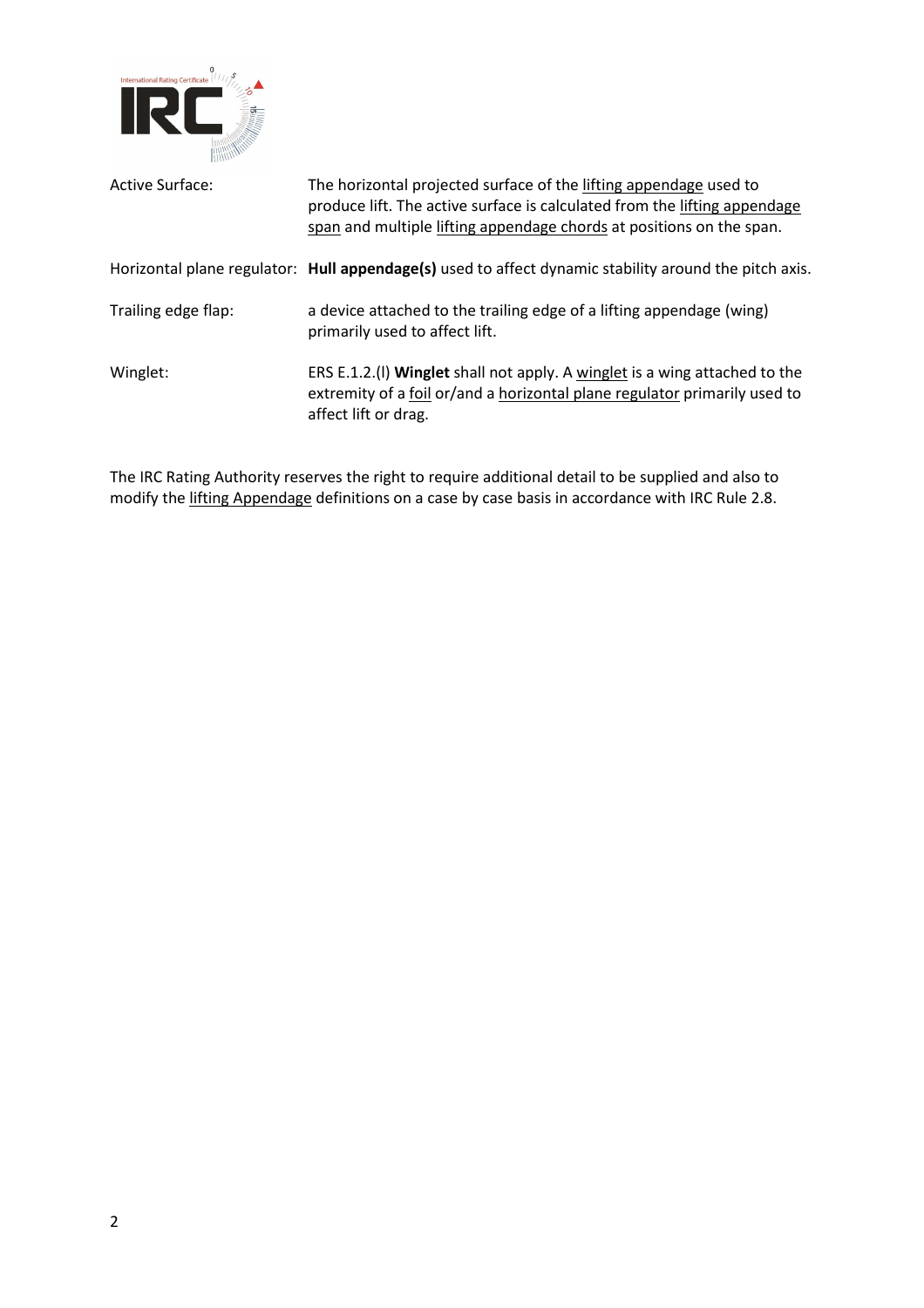| | |
|---|---|
| Active Surface: | The horizontal projected surface of the lifting appendage used to produce lift. The active surface is calculated from the lifting appendage span and multiple lifting appendage chords at positions on the span. |
| Horizontal plane regulator: | **Hull appendage(s)** used to affect dynamic stability around the pitch axis. |
| Trailing edge flap: | a device attached to the trailing edge of a lifting appendage (wing) primarily used to affect lift. |
| Winglet: | ERS E.1.2.(l) **Winglet** shall not apply. A winglet is a wing attached to the extremity of a foil or/and a horizontal plane regulator primarily used to affect lift or drag. |

The IRC Rating Authority reserves the right to require additional detail to be supplied and also to modify the lifting Appendage definitions on a case by case basis in accordance with IRC Rule 2.8.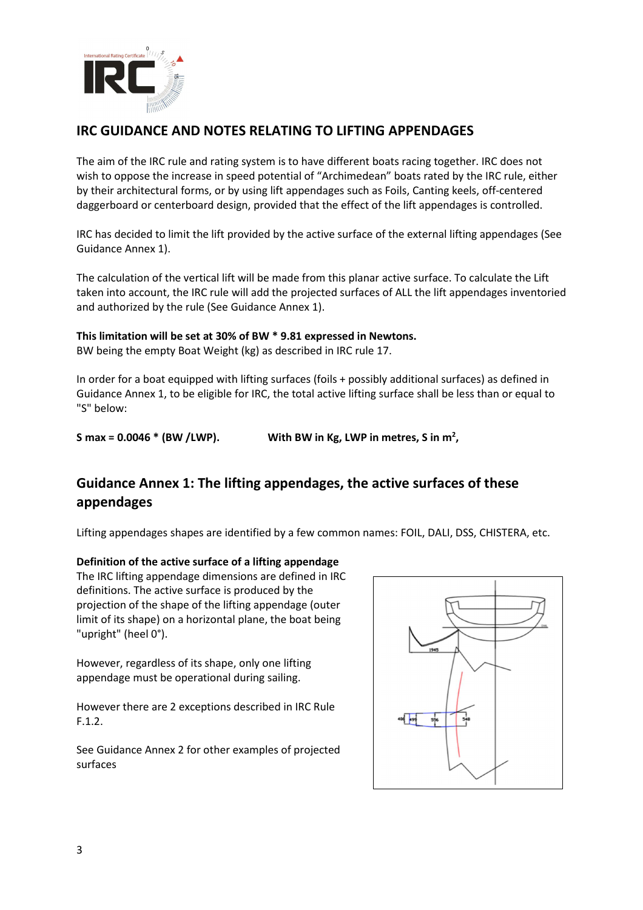## IRC GUIDANCE AND NOTES RELATING TO LIFTING APPENDAGES

The aim of the IRC rule and rating system is to have different boats racing together. IRC does not wish to oppose the increase in speed potential of "Archimedean" boats rated by the IRC rule, either by their architectural forms, or by using lift appendages such as Foils, Canting keels, off-centered daggerboard or centerboard design, provided that the effect of the lift appendages is controlled.

IRC has decided to limit the lift provided by the active surface of the external lifting appendages (See Guidance Annex 1).

The calculation of the vertical lift will be made from this planar active surface. To calculate the Lift taken into account, the IRC rule will add the projected surfaces of ALL the lift appendages inventoried and authorized by the rule (See Guidance Annex 1).

**This limitation will be set at 30% of BW * 9.81 expressed in Newtons.**
BW being the empty Boat Weight (kg) as described in IRC rule 17.

In order for a boat equipped with lifting surfaces (foils + possibly additional surfaces) as defined in Guidance Annex 1, to be eligible for IRC, the total active lifting surface shall be less than or equal to "S" below:

**S max = 0.0046 * (BW /LWP).** **With BW in Kg, LWP in metres, S in m$^2$,**

## Guidance Annex 1: The lifting appendages, the active surfaces of these appendages

Lifting appendages shapes are identified by a few common names: FOIL, DALI, DSS, CHISTERA, etc.

**Definition of the active surface of a lifting appendage**
The IRC lifting appendage dimensions are defined in IRC definitions. The active surface is produced by the projection of the shape of the lifting appendage (outer limit of its shape) on a horizontal plane, the boat being "upright" (heel 0°).

However, regardless of its shape, only one lifting appendage must be operational during sailing.

However there are 2 exceptions described in IRC Rule F.1.2.

See Guidance Annex 2 for other examples of projected surfaces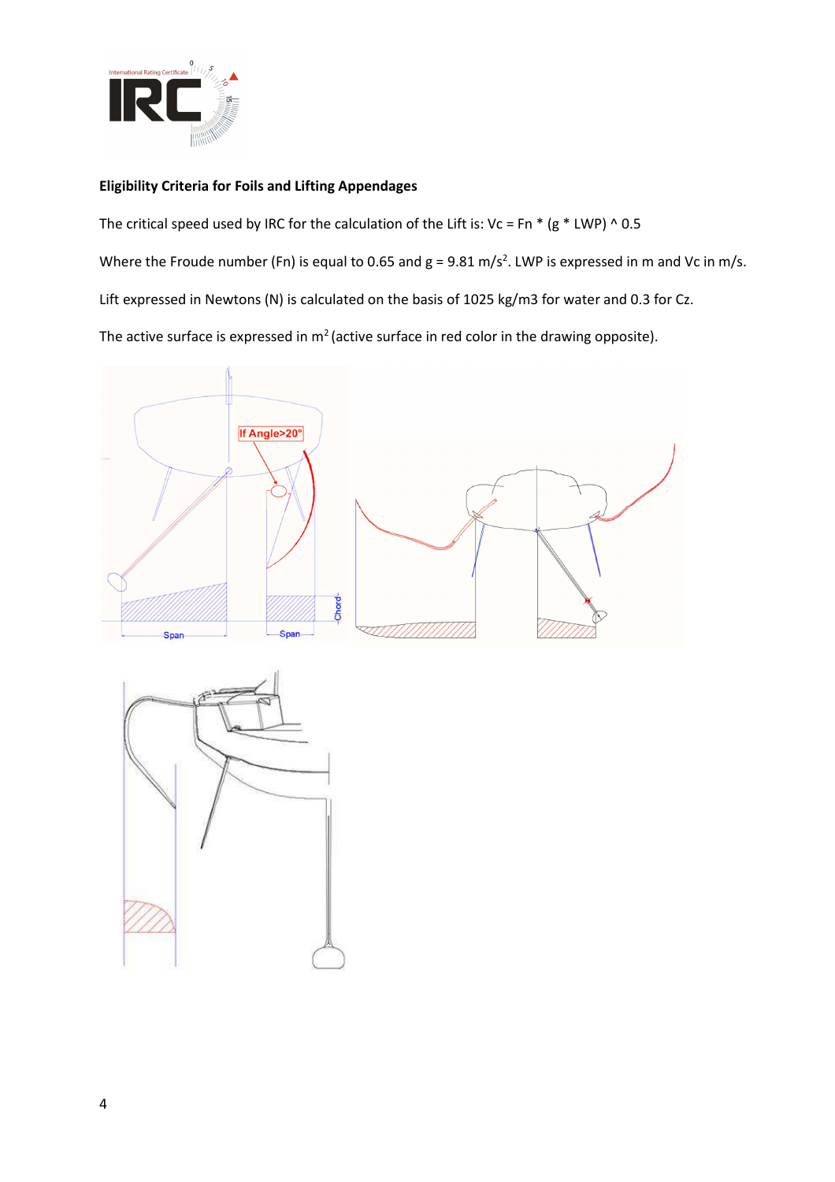**Eligibility Criteria for Foils and Lifting Appendages**

The critical speed used by IRC for the calculation of the Lift is: Vc = Fn * (g * LWP) ^ 0.5

Where the Froude number (Fn) is equal to 0.65 and g = 9.81 m/s$^2$. LWP is expressed in m and Vc in m/s.

Lift expressed in Newtons (N) is calculated on the basis of 1025 kg/m3 for water and 0.3 for Cz.

The active surface is expressed in m$^2$ (active surface in red color in the drawing opposite).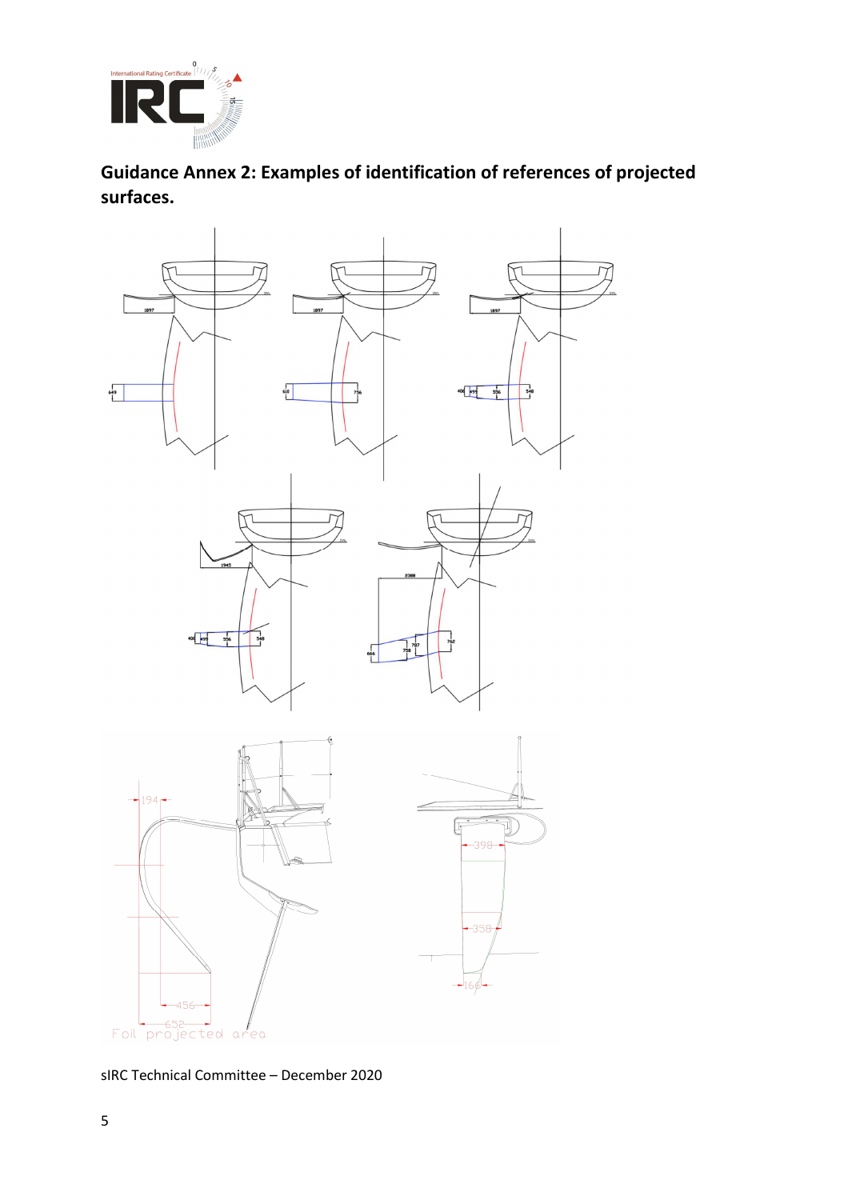# Guidance Annex 2: Examples of identification of references of projected surfaces.

1897

649

1897

618

756

1897

406 499 556 548

1945

406 499 556 548

2388

666 758 787 762

194

456

652

Foil projected area

398

358

166

sIRC Technical Committee – December 2020